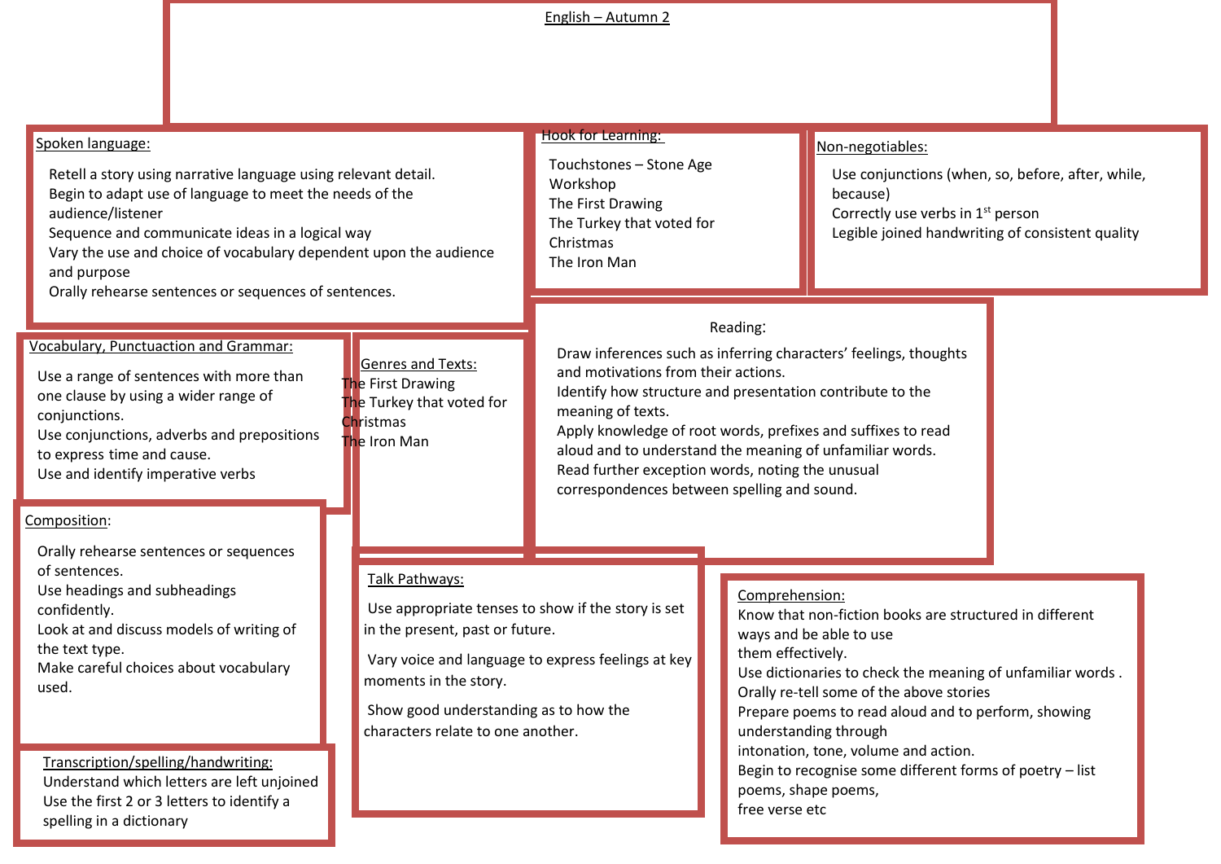# English – Autumn 2

## Spoken language:

Retell a story using narrative language using relevant detail.
Begin to adapt use of language to meet the needs of the audience/listener
Sequence and communicate ideas in a logical way
Vary the use and choice of vocabulary dependent upon the audience and purpose
Orally rehearse sentences or sequences of sentences.

## Hook for Learning:

Touchstones – Stone Age Workshop
The First Drawing
The Turkey that voted for Christmas
The Iron Man

## Non-negotiables:

Use conjunctions (when, so, before, after, while, because)
Correctly use verbs in 1st person
Legible joined handwriting of consistent quality

## Vocabulary, Punctuation and Grammar:

Use a range of sentences with more than one clause by using a wider range of conjunctions.
Use conjunctions, adverbs and prepositions to express time and cause.
Use and identify imperative verbs

## Genres and Texts:

The First Drawing
The Turkey that voted for Christmas
The Iron Man

## Reading:

Draw inferences such as inferring characters' feelings, thoughts and motivations from their actions.
Identify how structure and presentation contribute to the meaning of texts.
Apply knowledge of root words, prefixes and suffixes to read aloud and to understand the meaning of unfamiliar words.
Read further exception words, noting the unusual correspondences between spelling and sound.

## Composition:

Orally rehearse sentences or sequences of sentences.
Use headings and subheadings confidently.
Look at and discuss models of writing of the text type.
Make careful choices about vocabulary used.

## Talk Pathways:

Use appropriate tenses to show if the story is set in the present, past or future.

Vary voice and language to express feelings at key moments in the story.

Show good understanding as to how the characters relate to one another.

## Comprehension:

Know that non-fiction books are structured in different ways and be able to use them effectively.
Use dictionaries to check the meaning of unfamiliar words .
Orally re-tell some of the above stories
Prepare poems to read aloud and to perform, showing understanding through intonation, tone, volume and action.
Begin to recognise some different forms of poetry – list poems, shape poems, free verse etc

## Transcription/spelling/handwriting:

Understand which letters are left unjoined
Use the first 2 or 3 letters to identify a spelling in a dictionary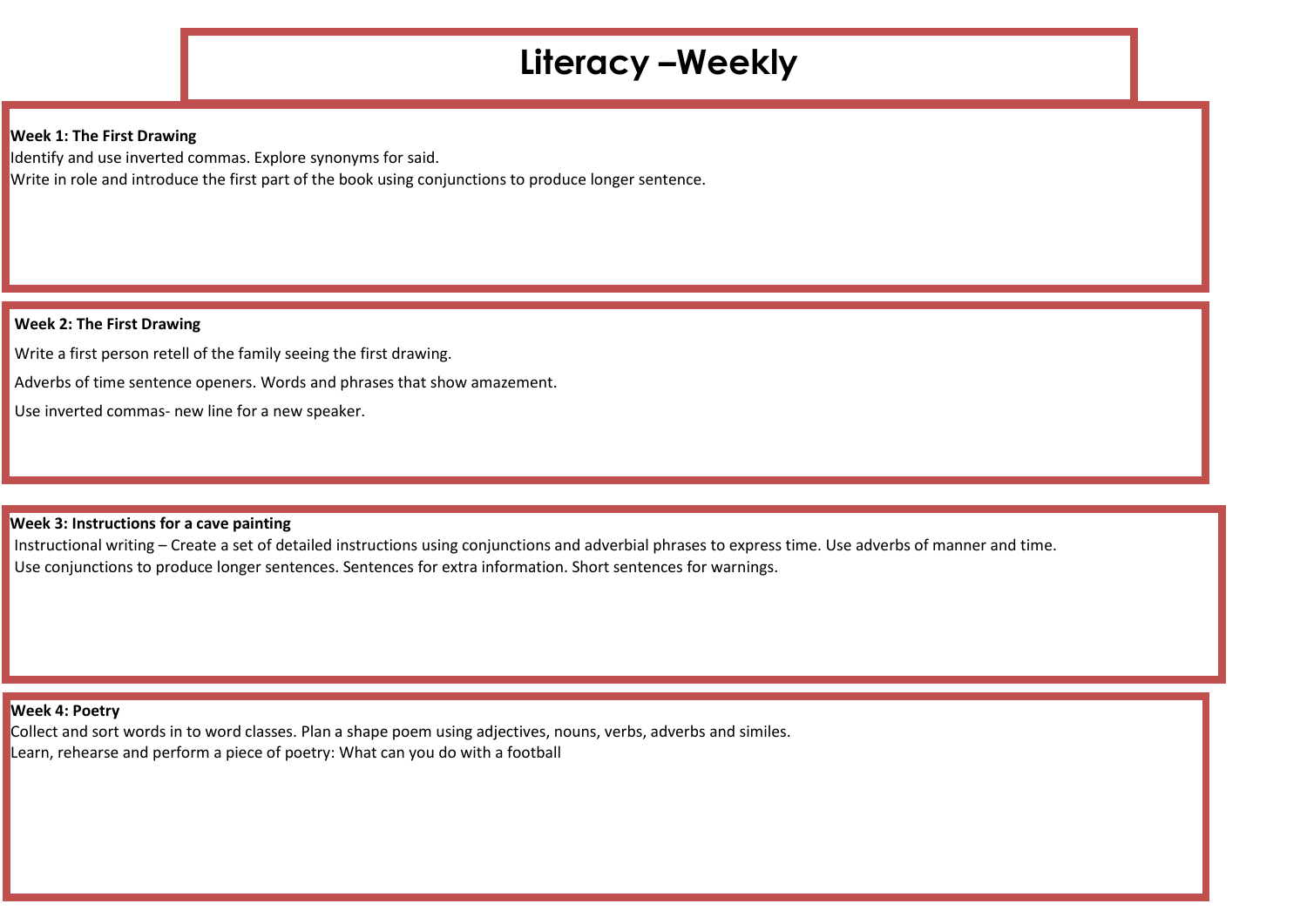# Literacy –Weekly

**Week 1: The First Drawing**

Identify and use inverted commas. Explore synonyms for said.
Write in role and introduce the first part of the book using conjunctions to produce longer sentence.

**Week 2: The First Drawing**

Write a first person retell of the family seeing the first drawing.

Adverbs of time sentence openers. Words and phrases that show amazement.

Use inverted commas- new line for a new speaker.

**Week 3: Instructions for a cave painting**

Instructional writing – Create a set of detailed instructions using conjunctions and adverbial phrases to express time. Use adverbs of manner and time.
Use conjunctions to produce longer sentences. Sentences for extra information. Short sentences for warnings.

**Week 4: Poetry**

Collect and sort words in to word classes. Plan a shape poem using adjectives, nouns, verbs, adverbs and similes.
Learn, rehearse and perform a piece of poetry: What can you do with a football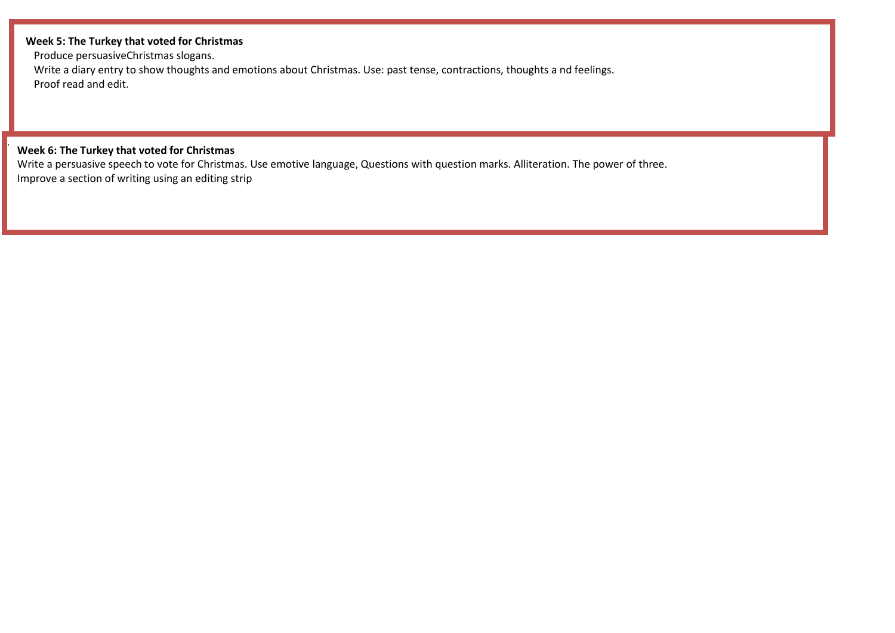**Week 5: The Turkey that voted for Christmas**

Produce persuasiveChristmas slogans.

Write a diary entry to show thoughts and emotions about Christmas. Use: past tense, contractions, thoughts a nd feelings.

Proof read and edit.

**Week 6: The Turkey that voted for Christmas**

Write a persuasive speech to vote for Christmas. Use emotive language, Questions with question marks. Alliteration. The power of three.

Improve a section of writing using an editing strip